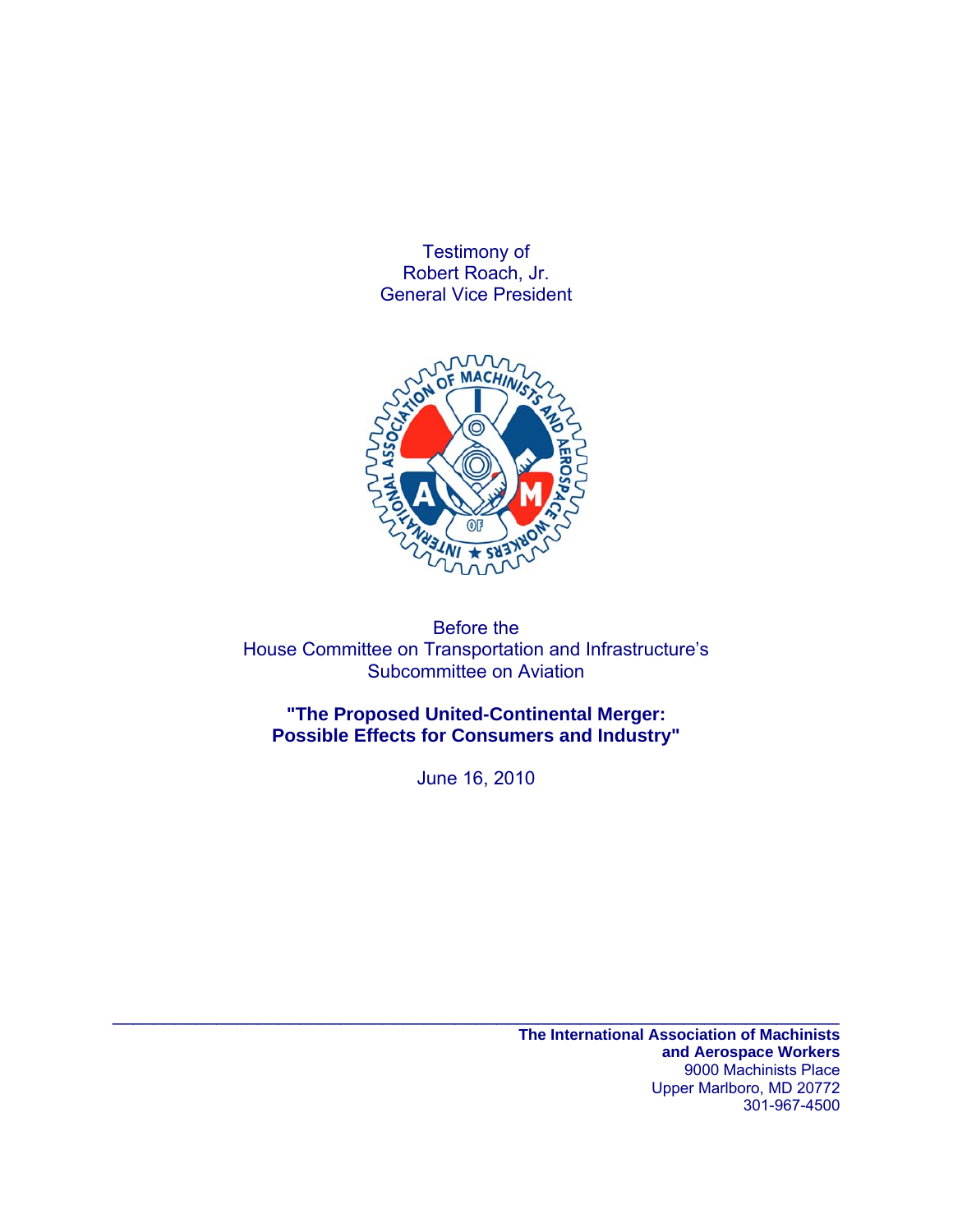Testimony of
Robert Roach, Jr.
General Vice President

Before the
House Committee on Transportation and Infrastructure's
Subcommittee on Aviation

**"The Proposed United-Continental Merger: Possible Effects for Consumers and Industry"**

June 16, 2010

---

**The International Association of Machinists and Aerospace Workers**
9000 Machinists Place
Upper Marlboro, MD 20772
301-967-4500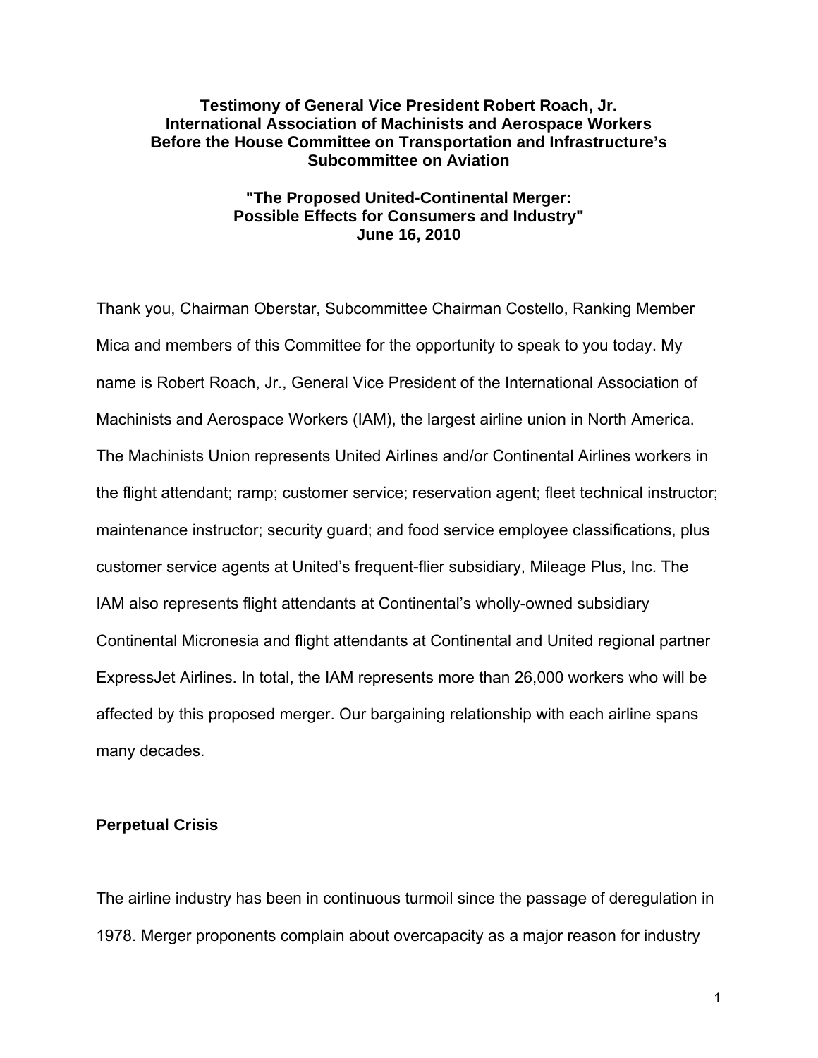**Testimony of General Vice President Robert Roach, Jr.**
**International Association of Machinists and Aerospace Workers**
**Before the House Committee on Transportation and Infrastructure's Subcommittee on Aviation**

**"The Proposed United-Continental Merger: Possible Effects for Consumers and Industry"**
**June 16, 2010**

Thank you, Chairman Oberstar, Subcommittee Chairman Costello, Ranking Member Mica and members of this Committee for the opportunity to speak to you today. My name is Robert Roach, Jr., General Vice President of the International Association of Machinists and Aerospace Workers (IAM), the largest airline union in North America. The Machinists Union represents United Airlines and/or Continental Airlines workers in the flight attendant; ramp; customer service; reservation agent; fleet technical instructor; maintenance instructor; security guard; and food service employee classifications, plus customer service agents at United's frequent-flier subsidiary, Mileage Plus, Inc. The IAM also represents flight attendants at Continental's wholly-owned subsidiary Continental Micronesia and flight attendants at Continental and United regional partner ExpressJet Airlines. In total, the IAM represents more than 26,000 workers who will be affected by this proposed merger. Our bargaining relationship with each airline spans many decades.

## Perpetual Crisis

The airline industry has been in continuous turmoil since the passage of deregulation in 1978. Merger proponents complain about overcapacity as a major reason for industry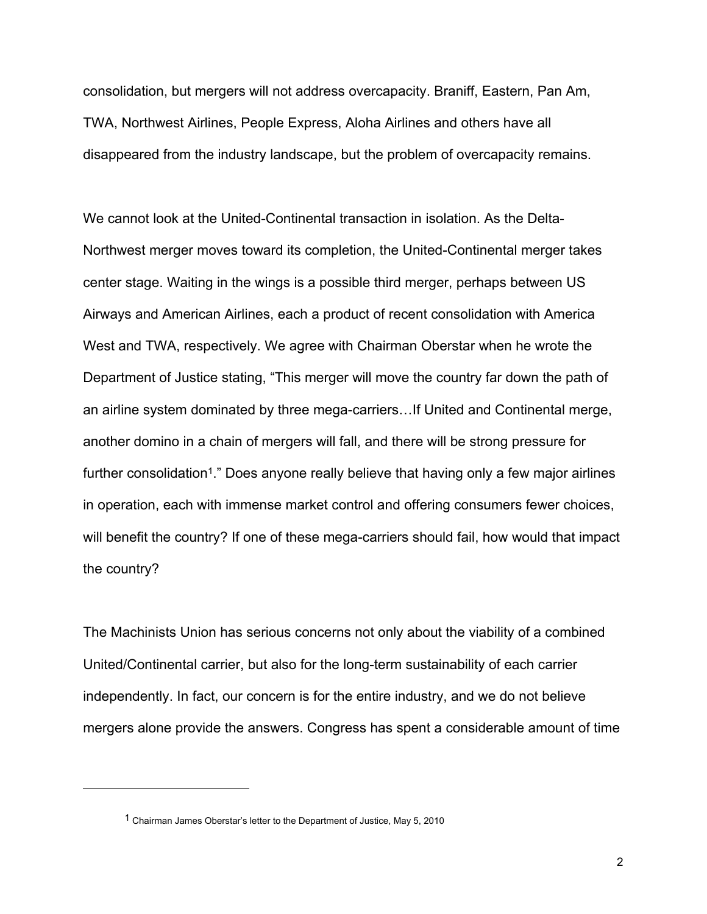consolidation, but mergers will not address overcapacity. Braniff, Eastern, Pan Am, TWA, Northwest Airlines, People Express, Aloha Airlines and others have all disappeared from the industry landscape, but the problem of overcapacity remains.

We cannot look at the United-Continental transaction in isolation. As the Delta-Northwest merger moves toward its completion, the United-Continental merger takes center stage. Waiting in the wings is a possible third merger, perhaps between US Airways and American Airlines, each a product of recent consolidation with America West and TWA, respectively. We agree with Chairman Oberstar when he wrote the Department of Justice stating, "This merger will move the country far down the path of an airline system dominated by three mega-carriers…If United and Continental merge, another domino in a chain of mergers will fall, and there will be strong pressure for further consolidation[1]." Does anyone really believe that having only a few major airlines in operation, each with immense market control and offering consumers fewer choices, will benefit the country? If one of these mega-carriers should fail, how would that impact the country?

The Machinists Union has serious concerns not only about the viability of a combined United/Continental carrier, but also for the long-term sustainability of each carrier independently. In fact, our concern is for the entire industry, and we do not believe mergers alone provide the answers. Congress has spent a considerable amount of time

---

[1] Chairman James Oberstar's letter to the Department of Justice, May 5, 2010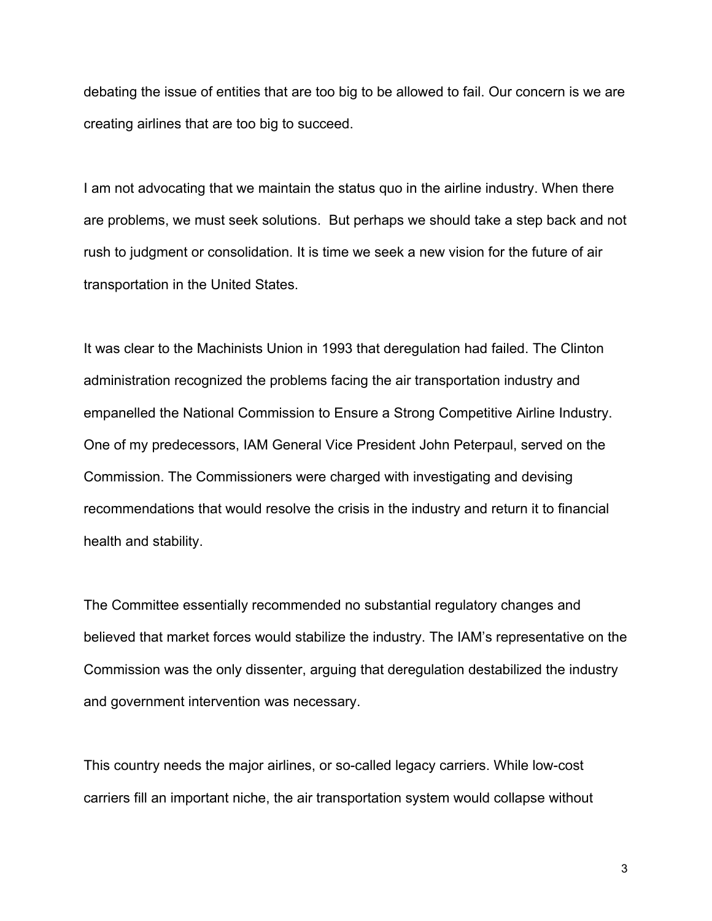debating the issue of entities that are too big to be allowed to fail. Our concern is we are creating airlines that are too big to succeed.

I am not advocating that we maintain the status quo in the airline industry. When there are problems, we must seek solutions. But perhaps we should take a step back and not rush to judgment or consolidation. It is time we seek a new vision for the future of air transportation in the United States.

It was clear to the Machinists Union in 1993 that deregulation had failed. The Clinton administration recognized the problems facing the air transportation industry and empanelled the National Commission to Ensure a Strong Competitive Airline Industry. One of my predecessors, IAM General Vice President John Peterpaul, served on the Commission. The Commissioners were charged with investigating and devising recommendations that would resolve the crisis in the industry and return it to financial health and stability.

The Committee essentially recommended no substantial regulatory changes and believed that market forces would stabilize the industry. The IAM's representative on the Commission was the only dissenter, arguing that deregulation destabilized the industry and government intervention was necessary.

This country needs the major airlines, or so-called legacy carriers. While low-cost carriers fill an important niche, the air transportation system would collapse without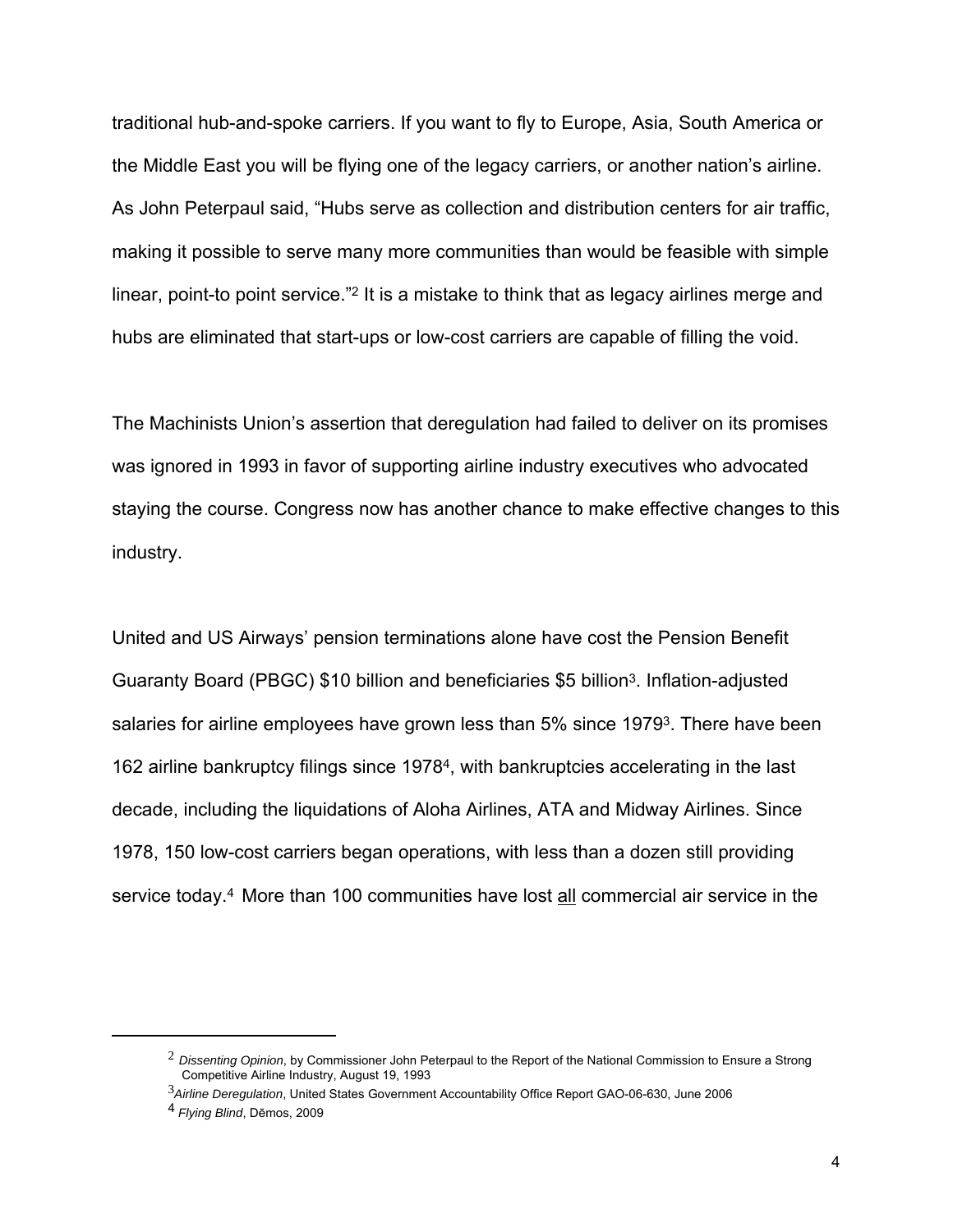traditional hub-and-spoke carriers. If you want to fly to Europe, Asia, South America or the Middle East you will be flying one of the legacy carriers, or another nation's airline. As John Peterpaul said, "Hubs serve as collection and distribution centers for air traffic, making it possible to serve many more communities than would be feasible with simple linear, point-to point service."[2] It is a mistake to think that as legacy airlines merge and hubs are eliminated that start-ups or low-cost carriers are capable of filling the void.

The Machinists Union's assertion that deregulation had failed to deliver on its promises was ignored in 1993 in favor of supporting airline industry executives who advocated staying the course. Congress now has another chance to make effective changes to this industry.

United and US Airways' pension terminations alone have cost the Pension Benefit Guaranty Board (PBGC) \$10 billion and beneficiaries \$5 billion[3]. Inflation-adjusted salaries for airline employees have grown less than 5% since 1979[3]. There have been 162 airline bankruptcy filings since 1978[4], with bankruptcies accelerating in the last decade, including the liquidations of Aloha Airlines, ATA and Midway Airlines. Since 1978, 150 low-cost carriers began operations, with less than a dozen still providing service today.[4] More than 100 communities have lost <u>all</u> commercial air service in the

---

[2] *Dissenting Opinion*, by Commissioner John Peterpaul to the Report of the National Commission to Ensure a Strong Competitive Airline Industry, August 19, 1993

[3] *Airline Deregulation*, United States Government Accountability Office Report GAO-06-630, June 2006

[4] *Flying Blind*, Dēmos, 2009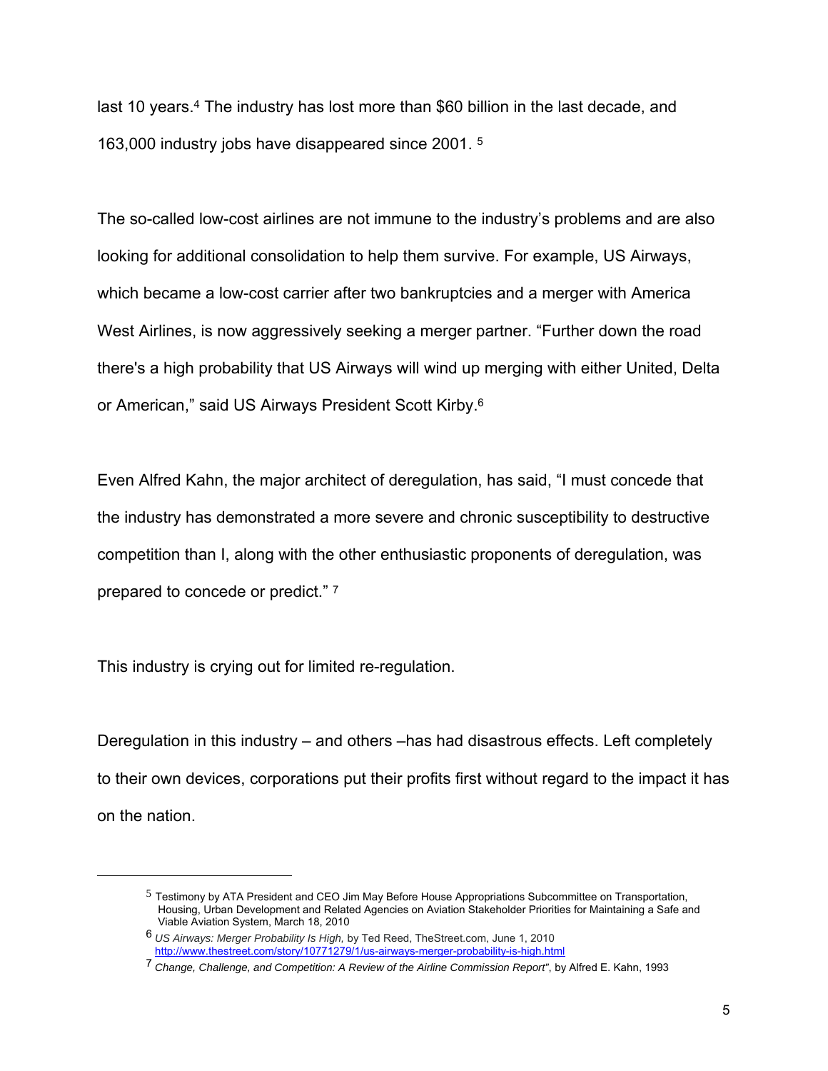last 10 years.[4] The industry has lost more than $60 billion in the last decade, and 163,000 industry jobs have disappeared since 2001. [5]

The so-called low-cost airlines are not immune to the industry's problems and are also looking for additional consolidation to help them survive. For example, US Airways, which became a low-cost carrier after two bankruptcies and a merger with America West Airlines, is now aggressively seeking a merger partner. "Further down the road there's a high probability that US Airways will wind up merging with either United, Delta or American," said US Airways President Scott Kirby.[6]

Even Alfred Kahn, the major architect of deregulation, has said, "I must concede that the industry has demonstrated a more severe and chronic susceptibility to destructive competition than I, along with the other enthusiastic proponents of deregulation, was prepared to concede or predict." [7]

This industry is crying out for limited re-regulation.

Deregulation in this industry – and others –has had disastrous effects. Left completely to their own devices, corporations put their profits first without regard to the impact it has on the nation.

---

[5] Testimony by ATA President and CEO Jim May Before House Appropriations Subcommittee on Transportation, Housing, Urban Development and Related Agencies on Aviation Stakeholder Priorities for Maintaining a Safe and Viable Aviation System, March 18, 2010

[6] *US Airways: Merger Probability Is High,* by Ted Reed, TheStreet.com, June 1, 2010 http://www.thestreet.com/story/10771279/1/us-airways-merger-probability-is-high.html

[7] *Change, Challenge, and Competition: A Review of the Airline Commission Report"*, by Alfred E. Kahn, 1993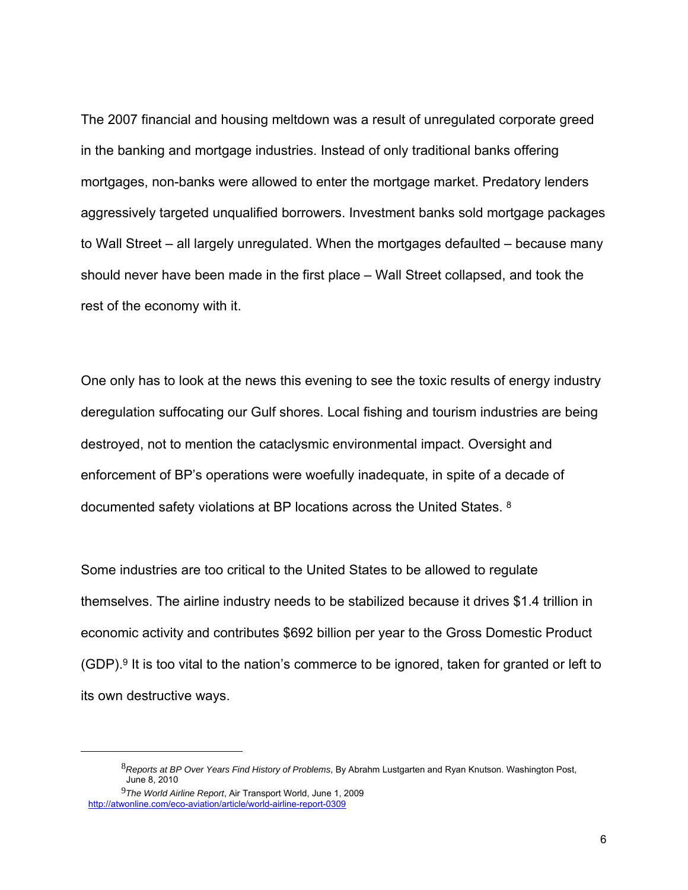The 2007 financial and housing meltdown was a result of unregulated corporate greed in the banking and mortgage industries. Instead of only traditional banks offering mortgages, non-banks were allowed to enter the mortgage market. Predatory lenders aggressively targeted unqualified borrowers. Investment banks sold mortgage packages to Wall Street – all largely unregulated. When the mortgages defaulted – because many should never have been made in the first place – Wall Street collapsed, and took the rest of the economy with it.

One only has to look at the news this evening to see the toxic results of energy industry deregulation suffocating our Gulf shores. Local fishing and tourism industries are being destroyed, not to mention the cataclysmic environmental impact. Oversight and enforcement of BP's operations were woefully inadequate, in spite of a decade of documented safety violations at BP locations across the United States. [8]

Some industries are too critical to the United States to be allowed to regulate themselves. The airline industry needs to be stabilized because it drives $1.4 trillion in economic activity and contributes $692 billion per year to the Gross Domestic Product (GDP).[9] It is too vital to the nation's commerce to be ignored, taken for granted or left to its own destructive ways.

---

[8] *Reports at BP Over Years Find History of Problems*, By Abrahm Lustgarten and Ryan Knutson. Washington Post, June 8, 2010

[9] *The World Airline Report*, Air Transport World, June 1, 2009 http://atwonline.com/eco-aviation/article/world-airline-report-0309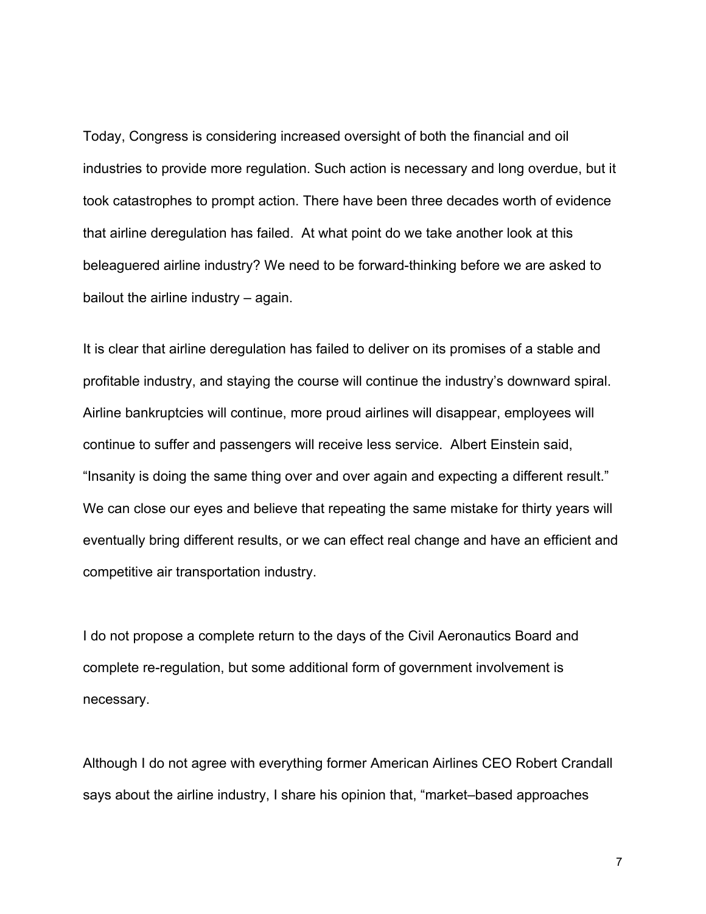Today, Congress is considering increased oversight of both the financial and oil industries to provide more regulation. Such action is necessary and long overdue, but it took catastrophes to prompt action. There have been three decades worth of evidence that airline deregulation has failed. At what point do we take another look at this beleaguered airline industry? We need to be forward-thinking before we are asked to bailout the airline industry – again.

It is clear that airline deregulation has failed to deliver on its promises of a stable and profitable industry, and staying the course will continue the industry's downward spiral. Airline bankruptcies will continue, more proud airlines will disappear, employees will continue to suffer and passengers will receive less service. Albert Einstein said, "Insanity is doing the same thing over and over again and expecting a different result." We can close our eyes and believe that repeating the same mistake for thirty years will eventually bring different results, or we can effect real change and have an efficient and competitive air transportation industry.

I do not propose a complete return to the days of the Civil Aeronautics Board and complete re-regulation, but some additional form of government involvement is necessary.

Although I do not agree with everything former American Airlines CEO Robert Crandall says about the airline industry, I share his opinion that, "market–based approaches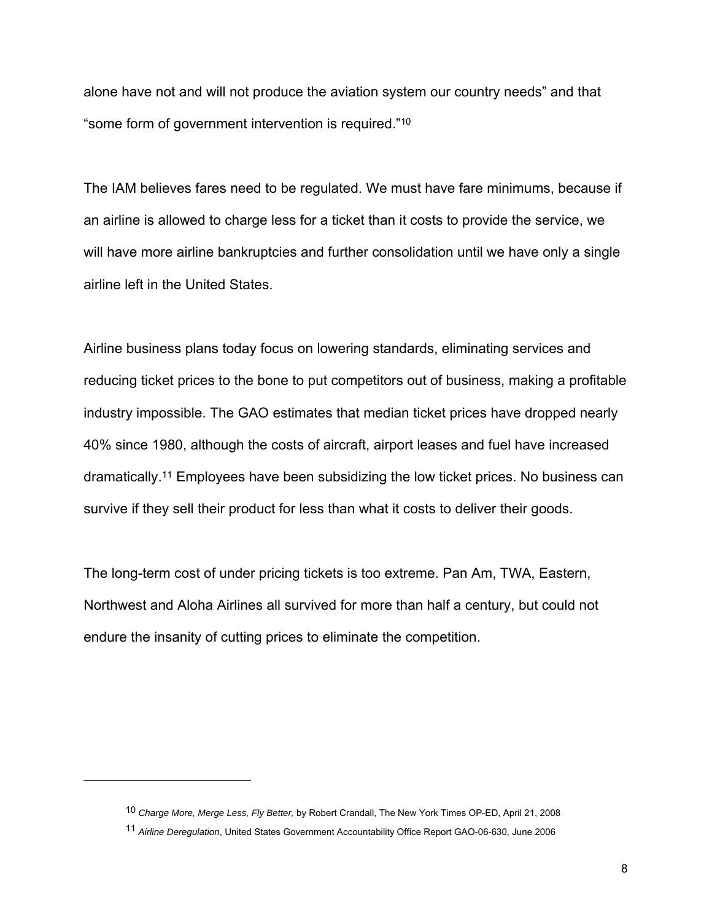alone have not and will not produce the aviation system our country needs" and that "some form of government intervention is required."[10]

The IAM believes fares need to be regulated. We must have fare minimums, because if an airline is allowed to charge less for a ticket than it costs to provide the service, we will have more airline bankruptcies and further consolidation until we have only a single airline left in the United States.

Airline business plans today focus on lowering standards, eliminating services and reducing ticket prices to the bone to put competitors out of business, making a profitable industry impossible. The GAO estimates that median ticket prices have dropped nearly 40% since 1980, although the costs of aircraft, airport leases and fuel have increased dramatically.[11] Employees have been subsidizing the low ticket prices. No business can survive if they sell their product for less than what it costs to deliver their goods.

The long-term cost of under pricing tickets is too extreme. Pan Am, TWA, Eastern, Northwest and Aloha Airlines all survived for more than half a century, but could not endure the insanity of cutting prices to eliminate the competition.

---

[10] *Charge More, Merge Less, Fly Better,* by Robert Crandall, The New York Times OP-ED, April 21, 2008

[11] *Airline Deregulation*, United States Government Accountability Office Report GAO-06-630, June 2006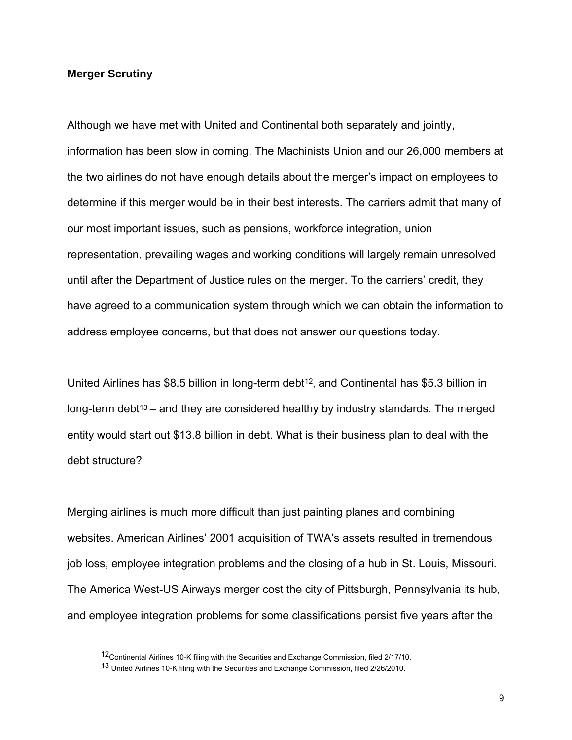## Merger Scrutiny

Although we have met with United and Continental both separately and jointly, information has been slow in coming. The Machinists Union and our 26,000 members at the two airlines do not have enough details about the merger's impact on employees to determine if this merger would be in their best interests. The carriers admit that many of our most important issues, such as pensions, workforce integration, union representation, prevailing wages and working conditions will largely remain unresolved until after the Department of Justice rules on the merger. To the carriers' credit, they have agreed to a communication system through which we can obtain the information to address employee concerns, but that does not answer our questions today.

United Airlines has $8.5 billion in long-term debt[12], and Continental has $5.3 billion in long-term debt[13] – and they are considered healthy by industry standards. The merged entity would start out $13.8 billion in debt. What is their business plan to deal with the debt structure?

Merging airlines is much more difficult than just painting planes and combining websites. American Airlines' 2001 acquisition of TWA's assets resulted in tremendous job loss, employee integration problems and the closing of a hub in St. Louis, Missouri. The America West-US Airways merger cost the city of Pittsburgh, Pennsylvania its hub, and employee integration problems for some classifications persist five years after the

---

[12] Continental Airlines 10-K filing with the Securities and Exchange Commission, filed 2/17/10.

[13] United Airlines 10-K filing with the Securities and Exchange Commission, filed 2/26/2010.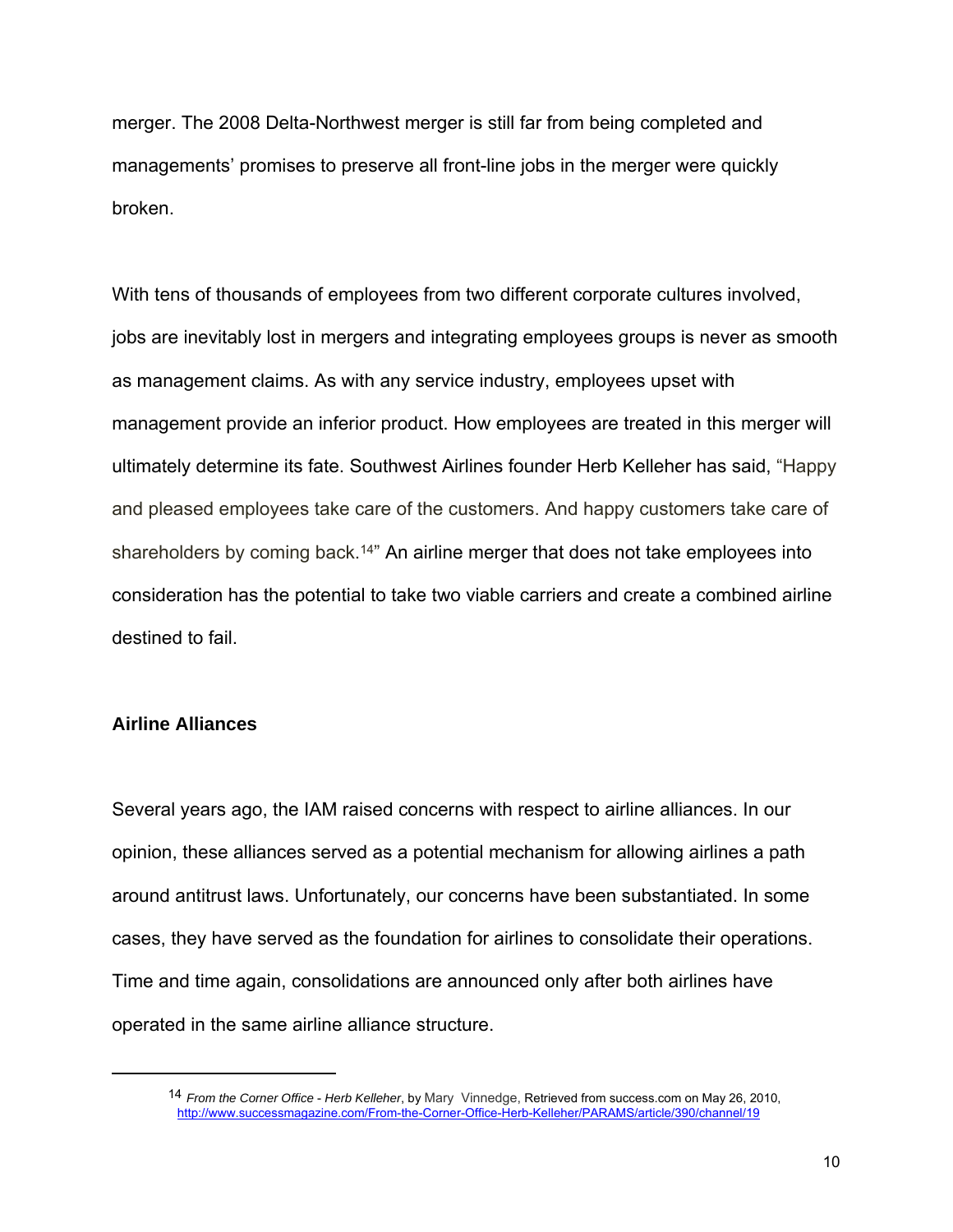merger. The 2008 Delta-Northwest merger is still far from being completed and managements' promises to preserve all front-line jobs in the merger were quickly broken.

With tens of thousands of employees from two different corporate cultures involved, jobs are inevitably lost in mergers and integrating employees groups is never as smooth as management claims. As with any service industry, employees upset with management provide an inferior product. How employees are treated in this merger will ultimately determine its fate. Southwest Airlines founder Herb Kelleher has said, "Happy and pleased employees take care of the customers. And happy customers take care of shareholders by coming back.[14]" An airline merger that does not take employees into consideration has the potential to take two viable carriers and create a combined airline destined to fail.

**Airline Alliances**

Several years ago, the IAM raised concerns with respect to airline alliances. In our opinion, these alliances served as a potential mechanism for allowing airlines a path around antitrust laws. Unfortunately, our concerns have been substantiated. In some cases, they have served as the foundation for airlines to consolidate their operations. Time and time again, consolidations are announced only after both airlines have operated in the same airline alliance structure.

---

[14] *From the Corner Office - Herb Kelleher*, by Mary Vinnedge, Retrieved from success.com on May 26, 2010, http://www.successmagazine.com/From-the-Corner-Office-Herb-Kelleher/PARAMS/article/390/channel/19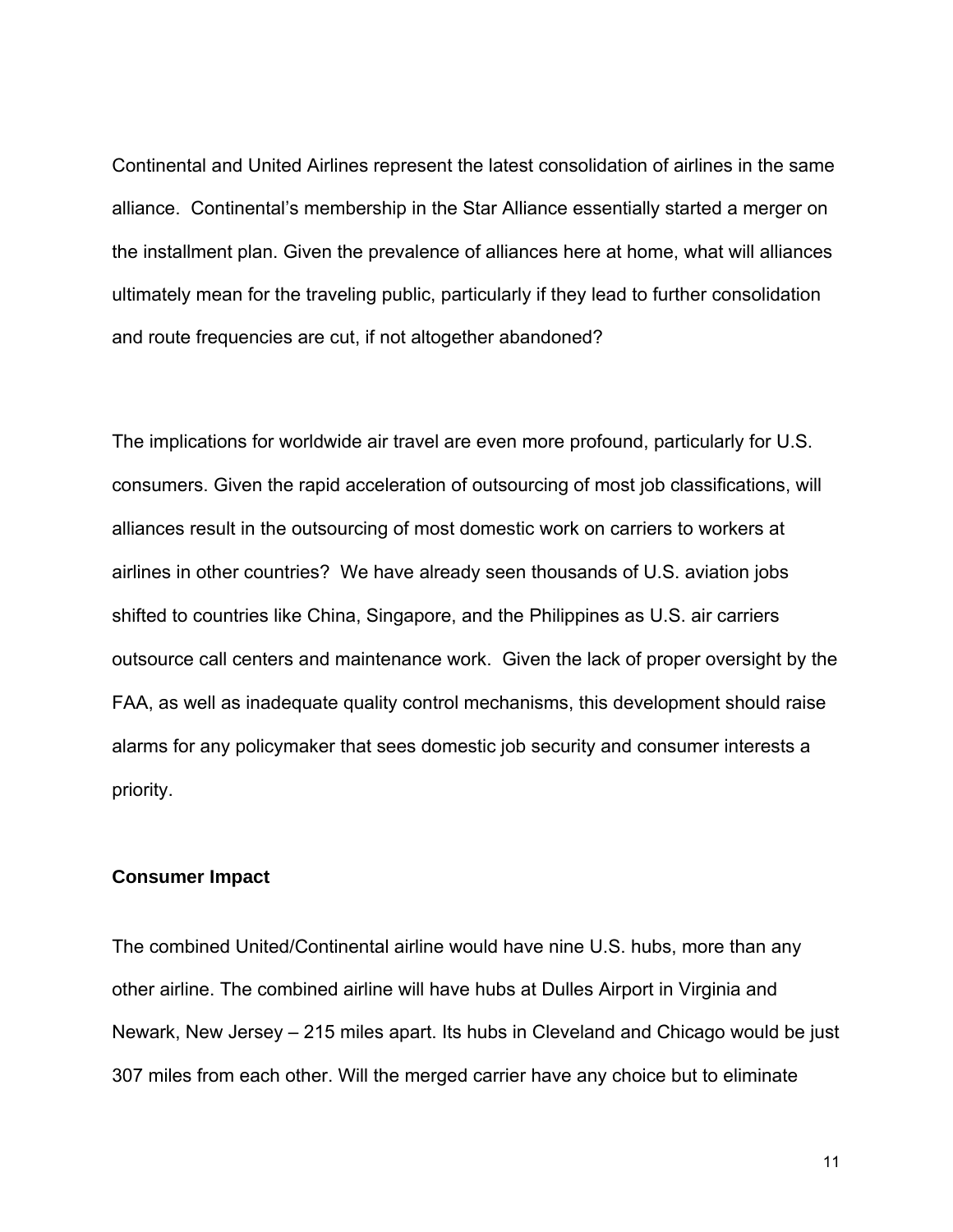Continental and United Airlines represent the latest consolidation of airlines in the same alliance. Continental's membership in the Star Alliance essentially started a merger on the installment plan. Given the prevalence of alliances here at home, what will alliances ultimately mean for the traveling public, particularly if they lead to further consolidation and route frequencies are cut, if not altogether abandoned?

The implications for worldwide air travel are even more profound, particularly for U.S. consumers. Given the rapid acceleration of outsourcing of most job classifications, will alliances result in the outsourcing of most domestic work on carriers to workers at airlines in other countries? We have already seen thousands of U.S. aviation jobs shifted to countries like China, Singapore, and the Philippines as U.S. air carriers outsource call centers and maintenance work. Given the lack of proper oversight by the FAA, as well as inadequate quality control mechanisms, this development should raise alarms for any policymaker that sees domestic job security and consumer interests a priority.

**Consumer Impact**

The combined United/Continental airline would have nine U.S. hubs, more than any other airline. The combined airline will have hubs at Dulles Airport in Virginia and Newark, New Jersey – 215 miles apart. Its hubs in Cleveland and Chicago would be just 307 miles from each other. Will the merged carrier have any choice but to eliminate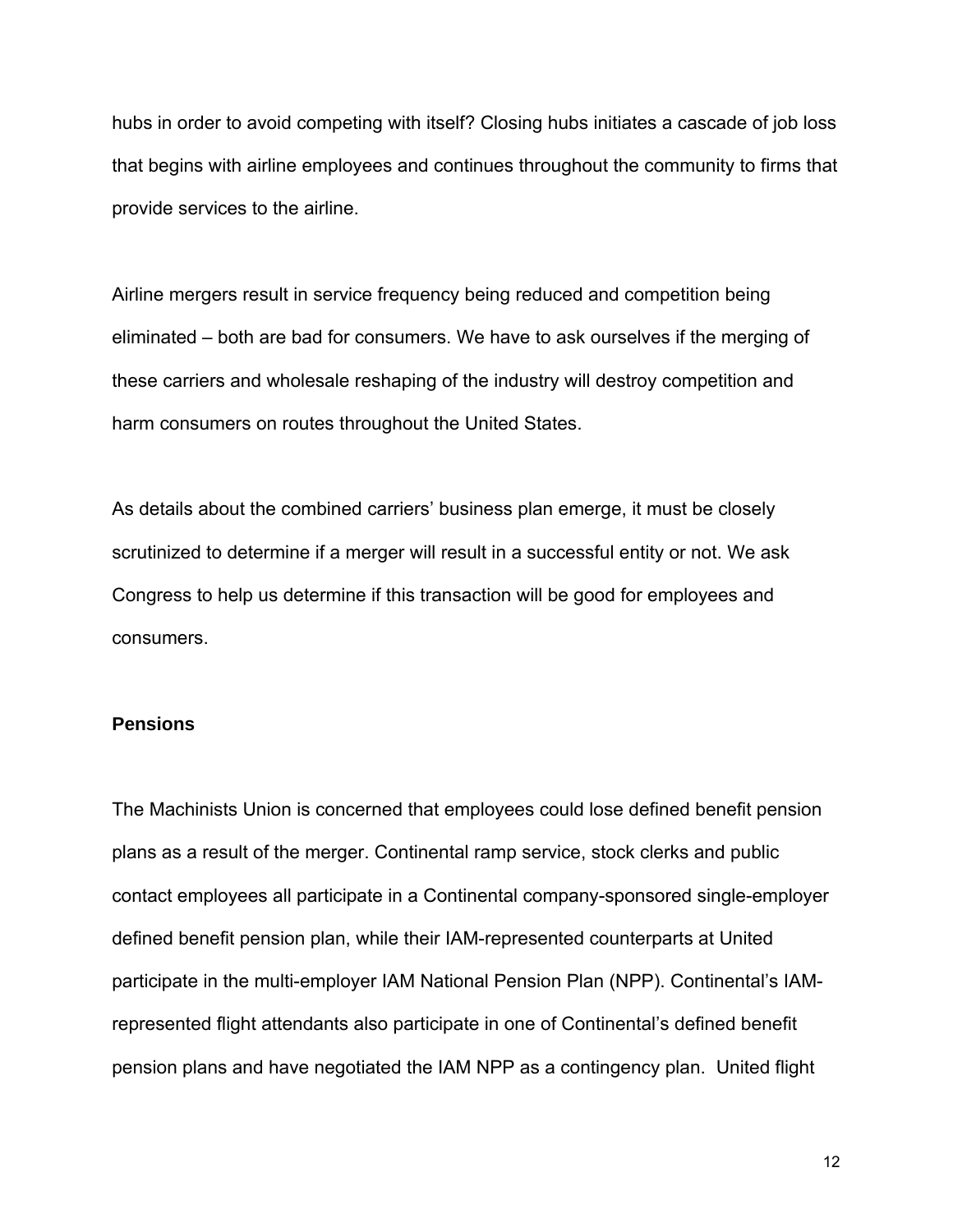hubs in order to avoid competing with itself? Closing hubs initiates a cascade of job loss that begins with airline employees and continues throughout the community to firms that provide services to the airline.

Airline mergers result in service frequency being reduced and competition being eliminated – both are bad for consumers. We have to ask ourselves if the merging of these carriers and wholesale reshaping of the industry will destroy competition and harm consumers on routes throughout the United States.

As details about the combined carriers' business plan emerge, it must be closely scrutinized to determine if a merger will result in a successful entity or not. We ask Congress to help us determine if this transaction will be good for employees and consumers.

**Pensions**

The Machinists Union is concerned that employees could lose defined benefit pension plans as a result of the merger. Continental ramp service, stock clerks and public contact employees all participate in a Continental company-sponsored single-employer defined benefit pension plan, while their IAM-represented counterparts at United participate in the multi-employer IAM National Pension Plan (NPP). Continental's IAM-represented flight attendants also participate in one of Continental's defined benefit pension plans and have negotiated the IAM NPP as a contingency plan. United flight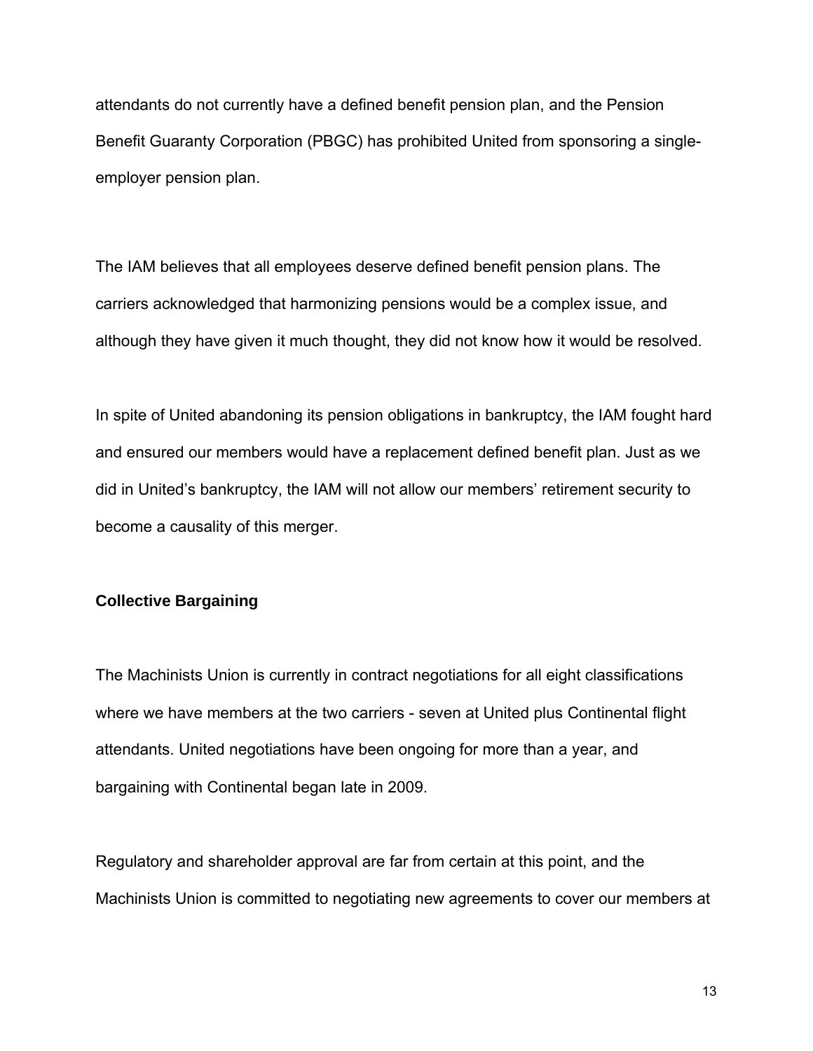attendants do not currently have a defined benefit pension plan, and the Pension Benefit Guaranty Corporation (PBGC) has prohibited United from sponsoring a single-employer pension plan.

The IAM believes that all employees deserve defined benefit pension plans. The carriers acknowledged that harmonizing pensions would be a complex issue, and although they have given it much thought, they did not know how it would be resolved.

In spite of United abandoning its pension obligations in bankruptcy, the IAM fought hard and ensured our members would have a replacement defined benefit plan. Just as we did in United's bankruptcy, the IAM will not allow our members' retirement security to become a causality of this merger.

**Collective Bargaining**

The Machinists Union is currently in contract negotiations for all eight classifications where we have members at the two carriers - seven at United plus Continental flight attendants. United negotiations have been ongoing for more than a year, and bargaining with Continental began late in 2009.

Regulatory and shareholder approval are far from certain at this point, and the Machinists Union is committed to negotiating new agreements to cover our members at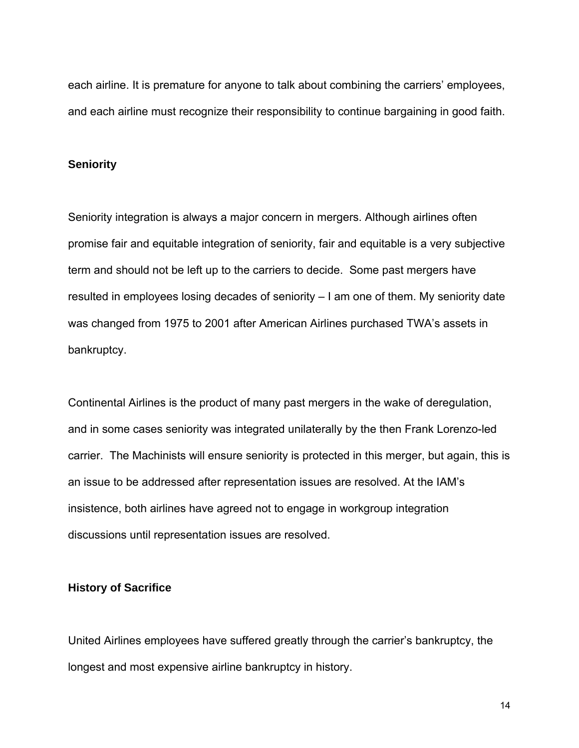each airline. It is premature for anyone to talk about combining the carriers' employees, and each airline must recognize their responsibility to continue bargaining in good faith.

**Seniority**

Seniority integration is always a major concern in mergers. Although airlines often promise fair and equitable integration of seniority, fair and equitable is a very subjective term and should not be left up to the carriers to decide. Some past mergers have resulted in employees losing decades of seniority – I am one of them. My seniority date was changed from 1975 to 2001 after American Airlines purchased TWA's assets in bankruptcy.

Continental Airlines is the product of many past mergers in the wake of deregulation, and in some cases seniority was integrated unilaterally by the then Frank Lorenzo-led carrier. The Machinists will ensure seniority is protected in this merger, but again, this is an issue to be addressed after representation issues are resolved. At the IAM's insistence, both airlines have agreed not to engage in workgroup integration discussions until representation issues are resolved.

**History of Sacrifice**

United Airlines employees have suffered greatly through the carrier's bankruptcy, the longest and most expensive airline bankruptcy in history.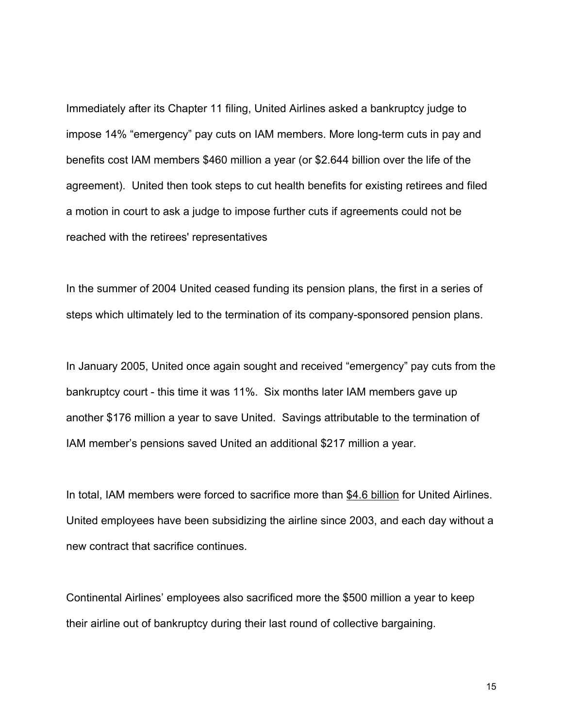Immediately after its Chapter 11 filing, United Airlines asked a bankruptcy judge to impose 14% "emergency" pay cuts on IAM members. More long-term cuts in pay and benefits cost IAM members $460 million a year (or $2.644 billion over the life of the agreement). United then took steps to cut health benefits for existing retirees and filed a motion in court to ask a judge to impose further cuts if agreements could not be reached with the retirees' representatives

In the summer of 2004 United ceased funding its pension plans, the first in a series of steps which ultimately led to the termination of its company-sponsored pension plans.

In January 2005, United once again sought and received "emergency" pay cuts from the bankruptcy court - this time it was 11%. Six months later IAM members gave up another $176 million a year to save United. Savings attributable to the termination of IAM member's pensions saved United an additional $217 million a year.

In total, IAM members were forced to sacrifice more than <u>$4.6 billion</u> for United Airlines. United employees have been subsidizing the airline since 2003, and each day without a new contract that sacrifice continues.

Continental Airlines' employees also sacrificed more the $500 million a year to keep their airline out of bankruptcy during their last round of collective bargaining.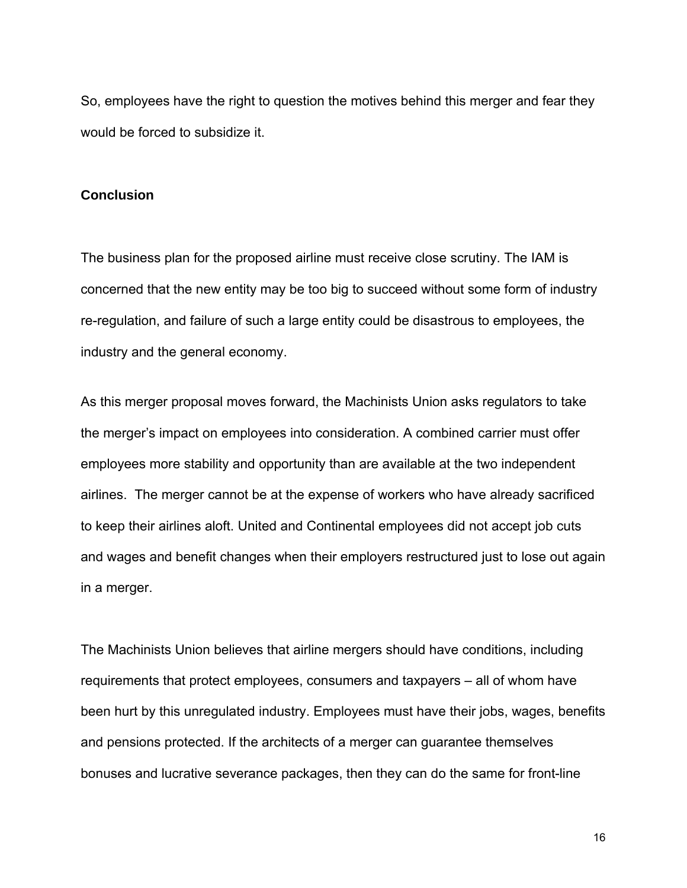So, employees have the right to question the motives behind this merger and fear they would be forced to subsidize it.

## Conclusion

The business plan for the proposed airline must receive close scrutiny. The IAM is concerned that the new entity may be too big to succeed without some form of industry re-regulation, and failure of such a large entity could be disastrous to employees, the industry and the general economy.

As this merger proposal moves forward, the Machinists Union asks regulators to take the merger's impact on employees into consideration. A combined carrier must offer employees more stability and opportunity than are available at the two independent airlines. The merger cannot be at the expense of workers who have already sacrificed to keep their airlines aloft. United and Continental employees did not accept job cuts and wages and benefit changes when their employers restructured just to lose out again in a merger.

The Machinists Union believes that airline mergers should have conditions, including requirements that protect employees, consumers and taxpayers – all of whom have been hurt by this unregulated industry. Employees must have their jobs, wages, benefits and pensions protected. If the architects of a merger can guarantee themselves bonuses and lucrative severance packages, then they can do the same for front-line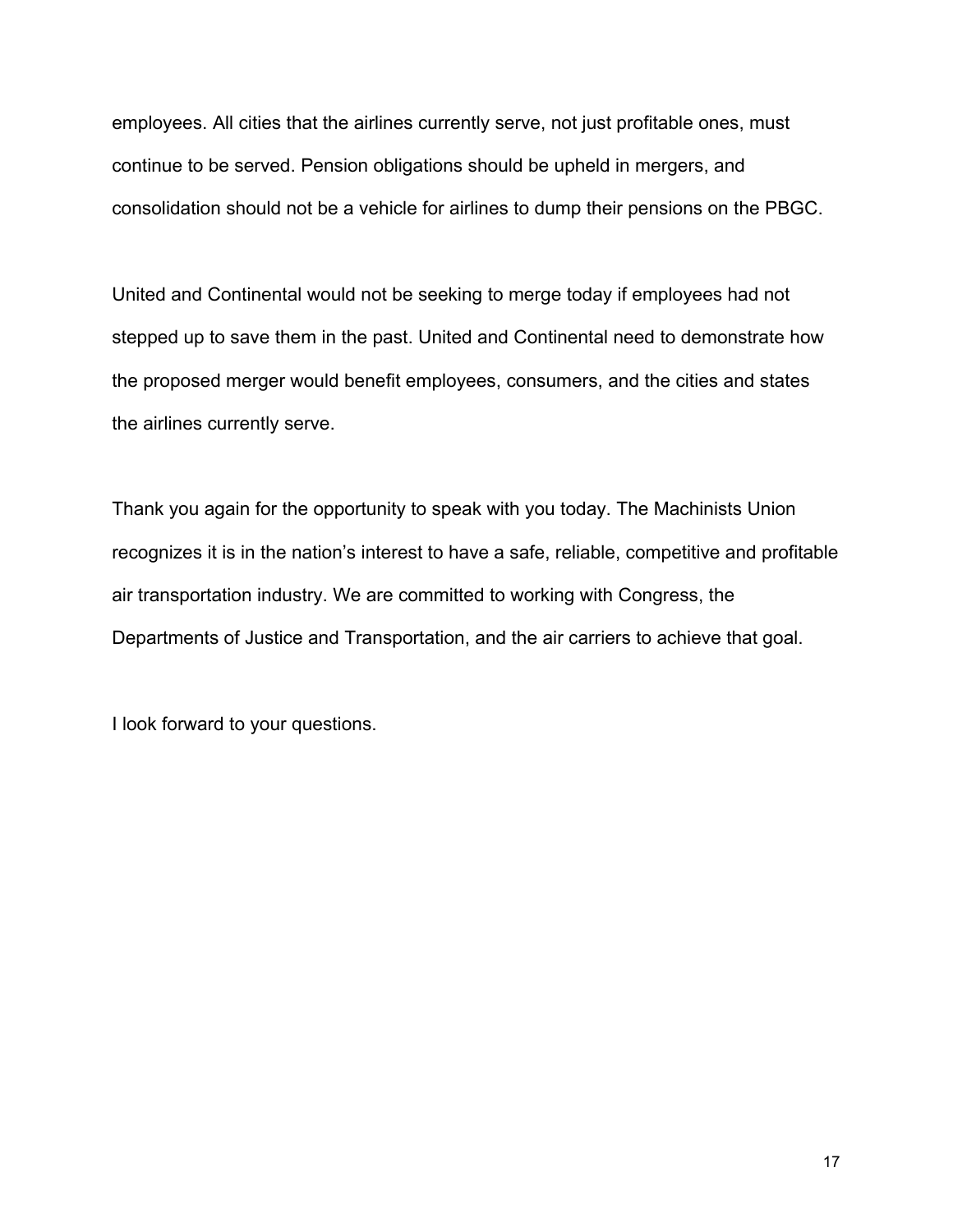employees. All cities that the airlines currently serve, not just profitable ones, must continue to be served. Pension obligations should be upheld in mergers, and consolidation should not be a vehicle for airlines to dump their pensions on the PBGC.

United and Continental would not be seeking to merge today if employees had not stepped up to save them in the past. United and Continental need to demonstrate how the proposed merger would benefit employees, consumers, and the cities and states the airlines currently serve.

Thank you again for the opportunity to speak with you today. The Machinists Union recognizes it is in the nation's interest to have a safe, reliable, competitive and profitable air transportation industry. We are committed to working with Congress, the Departments of Justice and Transportation, and the air carriers to achieve that goal.

I look forward to your questions.